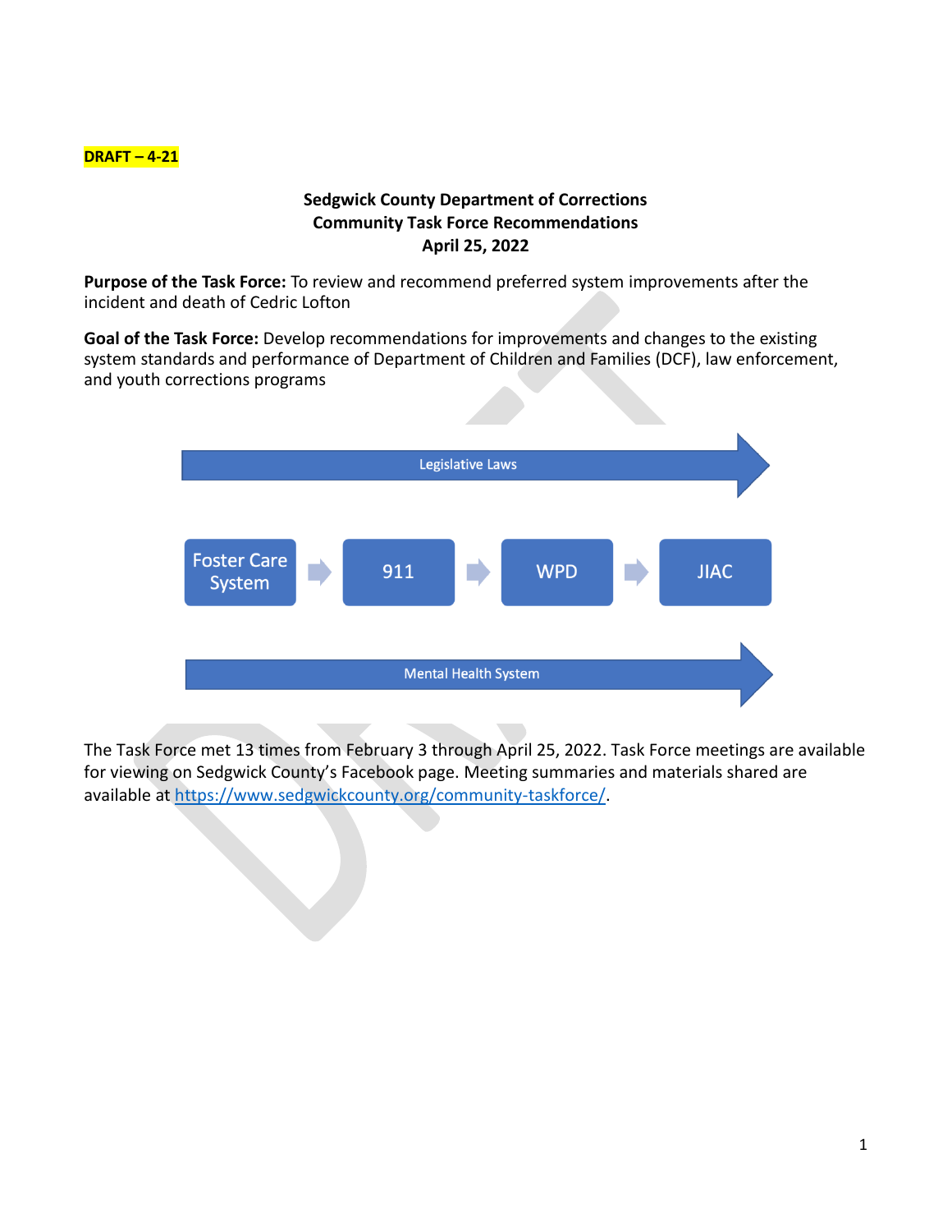DRAFT – 4-21

**Sedgwick County Department of Corrections**
**Community Task Force Recommendations**
**April 25, 2022**

**Purpose of the Task Force:** To review and recommend preferred system improvements after the incident and death of Cedric Lofton

**Goal of the Task Force:** Develop recommendations for improvements and changes to the existing system standards and performance of Department of Children and Families (DCF), law enforcement, and youth corrections programs

Legislative Laws

Foster Care System

911

WPD

JIAC

Mental Health System

The Task Force met 13 times from February 3 through April 25, 2022. Task Force meetings are available for viewing on Sedgwick County's Facebook page. Meeting summaries and materials shared are available at https://www.sedgwickcounty.org/community-taskforce/.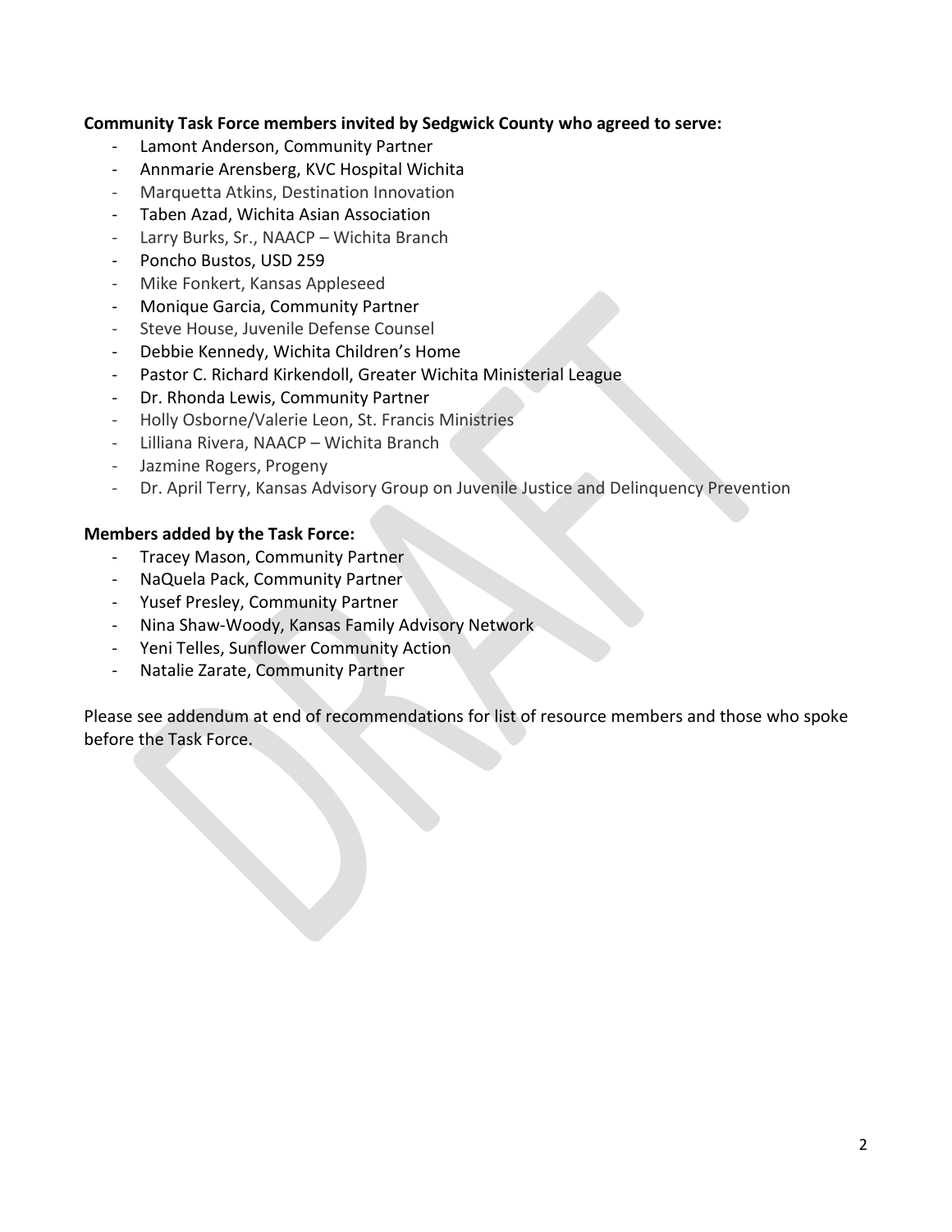**Community Task Force members invited by Sedgwick County who agreed to serve:**

- Lamont Anderson, Community Partner
- Annmarie Arensberg, KVC Hospital Wichita
- Marquetta Atkins, Destination Innovation
- Taben Azad, Wichita Asian Association
- Larry Burks, Sr., NAACP – Wichita Branch
- Poncho Bustos, USD 259
- Mike Fonkert, Kansas Appleseed
- Monique Garcia, Community Partner
- Steve House, Juvenile Defense Counsel
- Debbie Kennedy, Wichita Children's Home
- Pastor C. Richard Kirkendoll, Greater Wichita Ministerial League
- Dr. Rhonda Lewis, Community Partner
- Holly Osborne/Valerie Leon, St. Francis Ministries
- Lilliana Rivera, NAACP – Wichita Branch
- Jazmine Rogers, Progeny
- Dr. April Terry, Kansas Advisory Group on Juvenile Justice and Delinquency Prevention

**Members added by the Task Force:**

- Tracey Mason, Community Partner
- NaQuela Pack, Community Partner
- Yusef Presley, Community Partner
- Nina Shaw-Woody, Kansas Family Advisory Network
- Yeni Telles, Sunflower Community Action
- Natalie Zarate, Community Partner

Please see addendum at end of recommendations for list of resource members and those who spoke before the Task Force.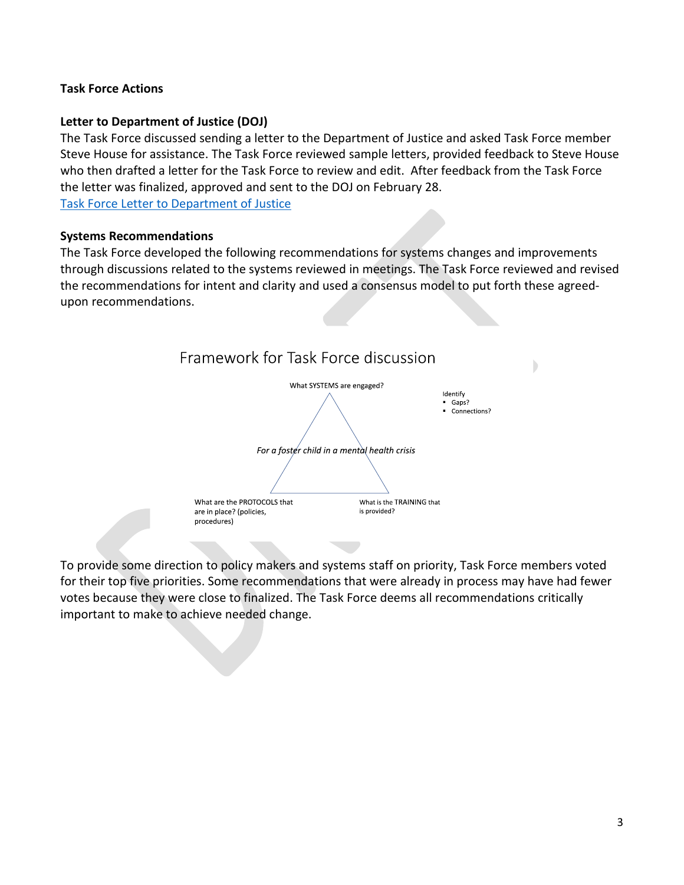**Task Force Actions**

**Letter to Department of Justice (DOJ)**

The Task Force discussed sending a letter to the Department of Justice and asked Task Force member Steve House for assistance. The Task Force reviewed sample letters, provided feedback to Steve House who then drafted a letter for the Task Force to review and edit. After feedback from the Task Force the letter was finalized, approved and sent to the DOJ on February 28.

[Task Force Letter to Department of Justice]

**Systems Recommendations**

The Task Force developed the following recommendations for systems changes and improvements through discussions related to the systems reviewed in meetings. The Task Force reviewed and revised the recommendations for intent and clarity and used a consensus model to put forth these agreed-upon recommendations.

Framework for Task Force discussion

What SYSTEMS are engaged?

Identify
- Gaps?
- Connections?

*For a foster child in a mental health crisis*

What are the PROTOCOLS that are in place? (policies, procedures)

What is the TRAINING that is provided?

To provide some direction to policy makers and systems staff on priority, Task Force members voted for their top five priorities. Some recommendations that were already in process may have had fewer votes because they were close to finalized. The Task Force deems all recommendations critically important to make to achieve needed change.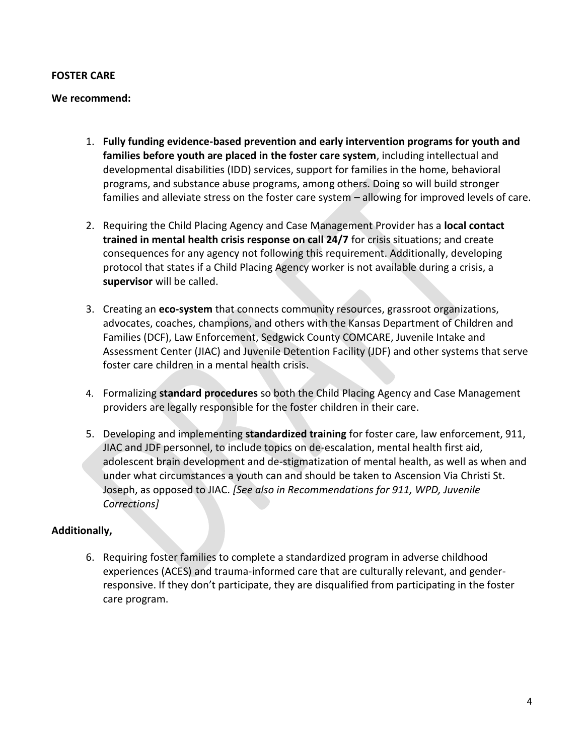**FOSTER CARE**

**We recommend:**

1. **Fully funding evidence-based prevention and early intervention programs for youth and families before youth are placed in the foster care system**, including intellectual and developmental disabilities (IDD) services, support for families in the home, behavioral programs, and substance abuse programs, among others. Doing so will build stronger families and alleviate stress on the foster care system – allowing for improved levels of care.

2. Requiring the Child Placing Agency and Case Management Provider has a **local contact trained in mental health crisis response on call 24/7** for crisis situations; and create consequences for any agency not following this requirement. Additionally, developing protocol that states if a Child Placing Agency worker is not available during a crisis, a **supervisor** will be called.

3. Creating an **eco-system** that connects community resources, grassroot organizations, advocates, coaches, champions, and others with the Kansas Department of Children and Families (DCF), Law Enforcement, Sedgwick County COMCARE, Juvenile Intake and Assessment Center (JIAC) and Juvenile Detention Facility (JDF) and other systems that serve foster care children in a mental health crisis.

4. Formalizing **standard procedures** so both the Child Placing Agency and Case Management providers are legally responsible for the foster children in their care.

5. Developing and implementing **standardized training** for foster care, law enforcement, 911, JIAC and JDF personnel, to include topics on de-escalation, mental health first aid, adolescent brain development and de-stigmatization of mental health, as well as when and under what circumstances a youth can and should be taken to Ascension Via Christi St. Joseph, as opposed to JIAC. *[See also in Recommendations for 911, WPD, Juvenile Corrections]*

**Additionally,**

6. Requiring foster families to complete a standardized program in adverse childhood experiences (ACES) and trauma-informed care that are culturally relevant, and gender-responsive. If they don't participate, they are disqualified from participating in the foster care program.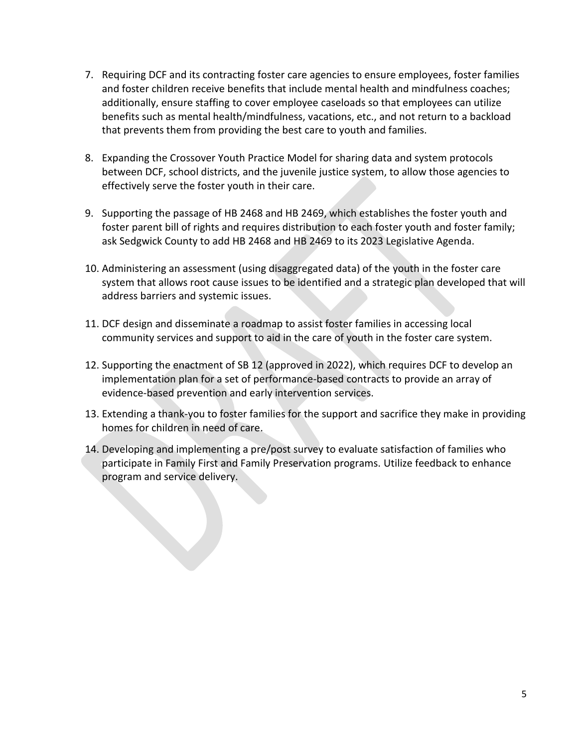7. Requiring DCF and its contracting foster care agencies to ensure employees, foster families and foster children receive benefits that include mental health and mindfulness coaches; additionally, ensure staffing to cover employee caseloads so that employees can utilize benefits such as mental health/mindfulness, vacations, etc., and not return to a backload that prevents them from providing the best care to youth and families.

8. Expanding the Crossover Youth Practice Model for sharing data and system protocols between DCF, school districts, and the juvenile justice system, to allow those agencies to effectively serve the foster youth in their care.

9. Supporting the passage of HB 2468 and HB 2469, which establishes the foster youth and foster parent bill of rights and requires distribution to each foster youth and foster family; ask Sedgwick County to add HB 2468 and HB 2469 to its 2023 Legislative Agenda.

10. Administering an assessment (using disaggregated data) of the youth in the foster care system that allows root cause issues to be identified and a strategic plan developed that will address barriers and systemic issues.

11. DCF design and disseminate a roadmap to assist foster families in accessing local community services and support to aid in the care of youth in the foster care system.

12. Supporting the enactment of SB 12 (approved in 2022), which requires DCF to develop an implementation plan for a set of performance-based contracts to provide an array of evidence-based prevention and early intervention services.

13. Extending a thank-you to foster families for the support and sacrifice they make in providing homes for children in need of care.

14. Developing and implementing a pre/post survey to evaluate satisfaction of families who participate in Family First and Family Preservation programs. Utilize feedback to enhance program and service delivery.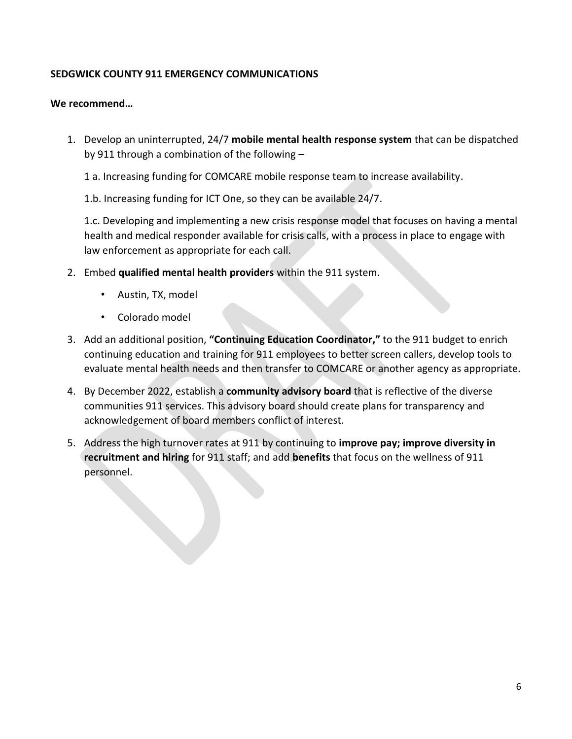**SEDGWICK COUNTY 911 EMERGENCY COMMUNICATIONS**

**We recommend…**

1. Develop an uninterrupted, 24/7 **mobile mental health response system** that can be dispatched by 911 through a combination of the following –

   1 a. Increasing funding for COMCARE mobile response team to increase availability.

   1.b. Increasing funding for ICT One, so they can be available 24/7.

   1.c. Developing and implementing a new crisis response model that focuses on having a mental health and medical responder available for crisis calls, with a process in place to engage with law enforcement as appropriate for each call.

2. Embed **qualified mental health providers** within the 911 system.
   - Austin, TX, model
   - Colorado model

3. Add an additional position, **"Continuing Education Coordinator,"** to the 911 budget to enrich continuing education and training for 911 employees to better screen callers, develop tools to evaluate mental health needs and then transfer to COMCARE or another agency as appropriate.

4. By December 2022, establish a **community advisory board** that is reflective of the diverse communities 911 services. This advisory board should create plans for transparency and acknowledgement of board members conflict of interest.

5. Address the high turnover rates at 911 by continuing to **improve pay; improve diversity in recruitment and hiring** for 911 staff; and add **benefits** that focus on the wellness of 911 personnel.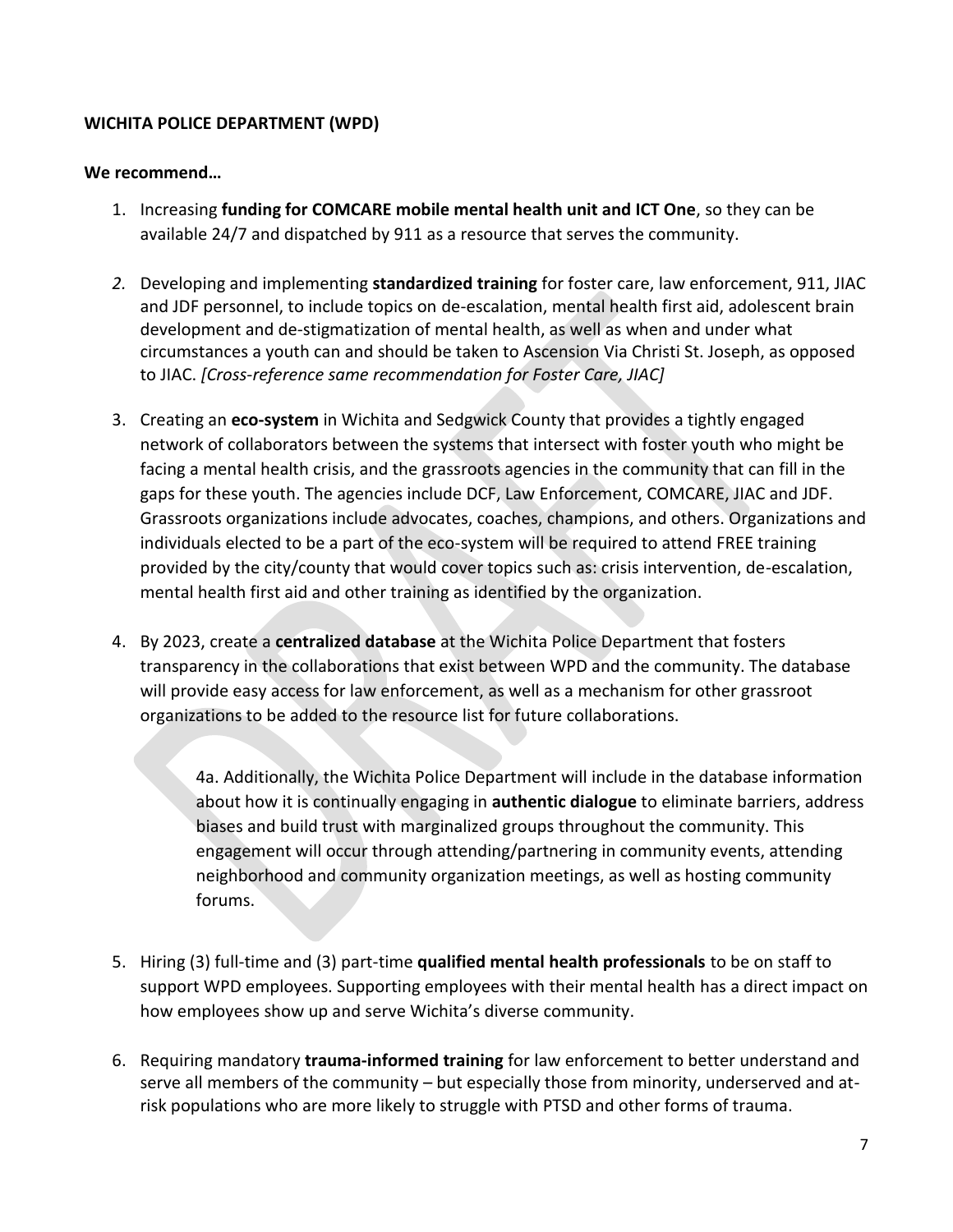**WICHITA POLICE DEPARTMENT (WPD)**

**We recommend…**

1. Increasing **funding for COMCARE mobile mental health unit and ICT One**, so they can be available 24/7 and dispatched by 911 as a resource that serves the community.

2. Developing and implementing **standardized training** for foster care, law enforcement, 911, JIAC and JDF personnel, to include topics on de-escalation, mental health first aid, adolescent brain development and de-stigmatization of mental health, as well as when and under what circumstances a youth can and should be taken to Ascension Via Christi St. Joseph, as opposed to JIAC. *[Cross-reference same recommendation for Foster Care, JIAC]*

3. Creating an **eco-system** in Wichita and Sedgwick County that provides a tightly engaged network of collaborators between the systems that intersect with foster youth who might be facing a mental health crisis, and the grassroots agencies in the community that can fill in the gaps for these youth. The agencies include DCF, Law Enforcement, COMCARE, JIAC and JDF. Grassroots organizations include advocates, coaches, champions, and others. Organizations and individuals elected to be a part of the eco-system will be required to attend FREE training provided by the city/county that would cover topics such as: crisis intervention, de-escalation, mental health first aid and other training as identified by the organization.

4. By 2023, create a **centralized database** at the Wichita Police Department that fosters transparency in the collaborations that exist between WPD and the community. The database will provide easy access for law enforcement, as well as a mechanism for other grassroot organizations to be added to the resource list for future collaborations.

   4a. Additionally, the Wichita Police Department will include in the database information about how it is continually engaging in **authentic dialogue** to eliminate barriers, address biases and build trust with marginalized groups throughout the community. This engagement will occur through attending/partnering in community events, attending neighborhood and community organization meetings, as well as hosting community forums.

5. Hiring (3) full-time and (3) part-time **qualified mental health professionals** to be on staff to support WPD employees. Supporting employees with their mental health has a direct impact on how employees show up and serve Wichita's diverse community.

6. Requiring mandatory **trauma-informed training** for law enforcement to better understand and serve all members of the community – but especially those from minority, underserved and at-risk populations who are more likely to struggle with PTSD and other forms of trauma.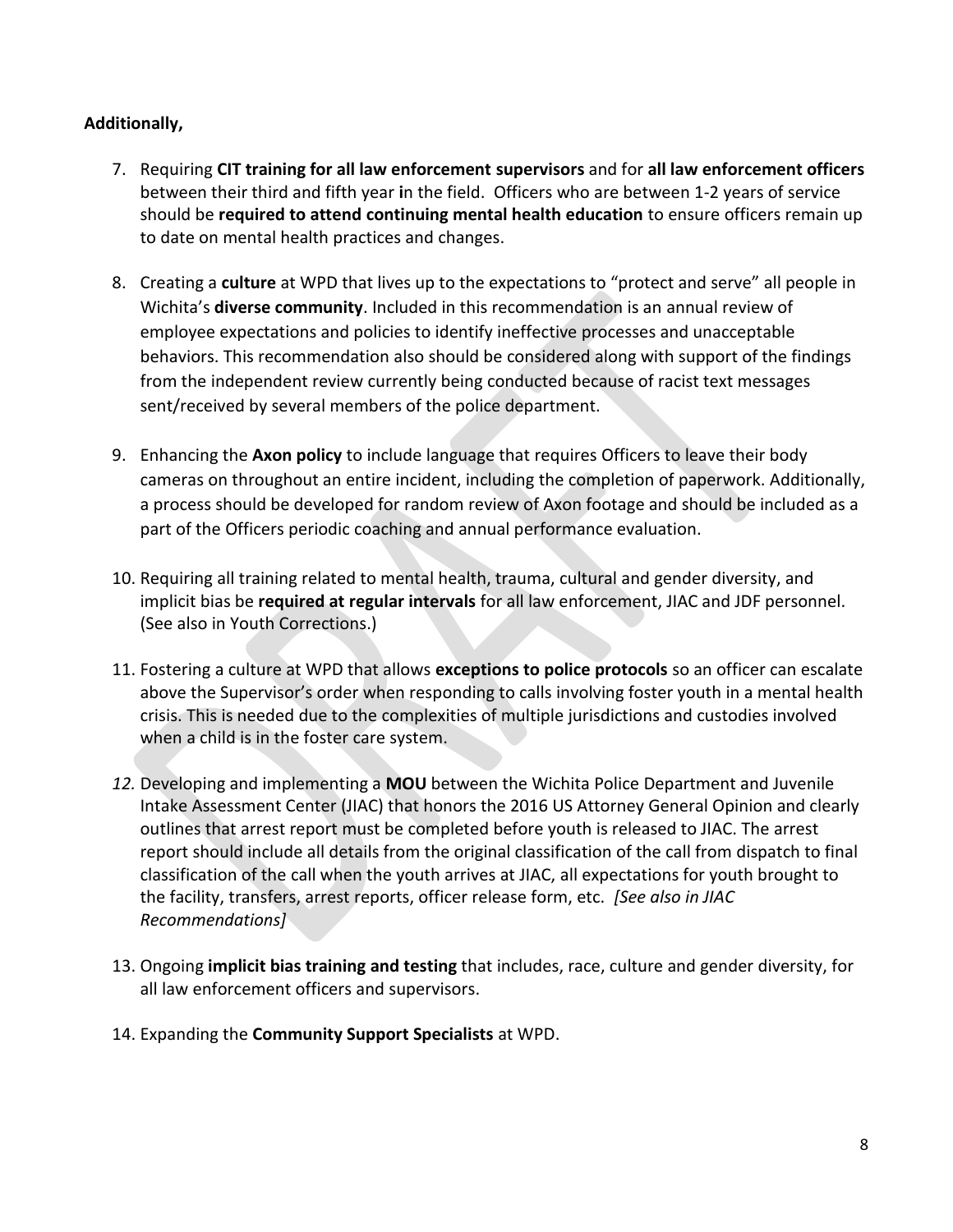**Additionally,**

7. Requiring **CIT training for all law enforcement supervisors** and for **all law enforcement officers** between their third and fifth year **i**n the field. Officers who are between 1-2 years of service should be **required to attend continuing mental health education** to ensure officers remain up to date on mental health practices and changes.

8. Creating a **culture** at WPD that lives up to the expectations to "protect and serve" all people in Wichita's **diverse community**. Included in this recommendation is an annual review of employee expectations and policies to identify ineffective processes and unacceptable behaviors. This recommendation also should be considered along with support of the findings from the independent review currently being conducted because of racist text messages sent/received by several members of the police department.

9. Enhancing the **Axon policy** to include language that requires Officers to leave their body cameras on throughout an entire incident, including the completion of paperwork. Additionally, a process should be developed for random review of Axon footage and should be included as a part of the Officers periodic coaching and annual performance evaluation.

10. Requiring all training related to mental health, trauma, cultural and gender diversity, and implicit bias be **required at regular intervals** for all law enforcement, JIAC and JDF personnel. (See also in Youth Corrections.)

11. Fostering a culture at WPD that allows **exceptions to police protocols** so an officer can escalate above the Supervisor's order when responding to calls involving foster youth in a mental health crisis. This is needed due to the complexities of multiple jurisdictions and custodies involved when a child is in the foster care system.

*12.* Developing and implementing a **MOU** between the Wichita Police Department and Juvenile Intake Assessment Center (JIAC) that honors the 2016 US Attorney General Opinion and clearly outlines that arrest report must be completed before youth is released to JIAC. The arrest report should include all details from the original classification of the call from dispatch to final classification of the call when the youth arrives at JIAC, all expectations for youth brought to the facility, transfers, arrest reports, officer release form, etc. *[See also in JIAC Recommendations]*

13. Ongoing **implicit bias training and testing** that includes, race, culture and gender diversity, for all law enforcement officers and supervisors.

14. Expanding the **Community Support Specialists** at WPD.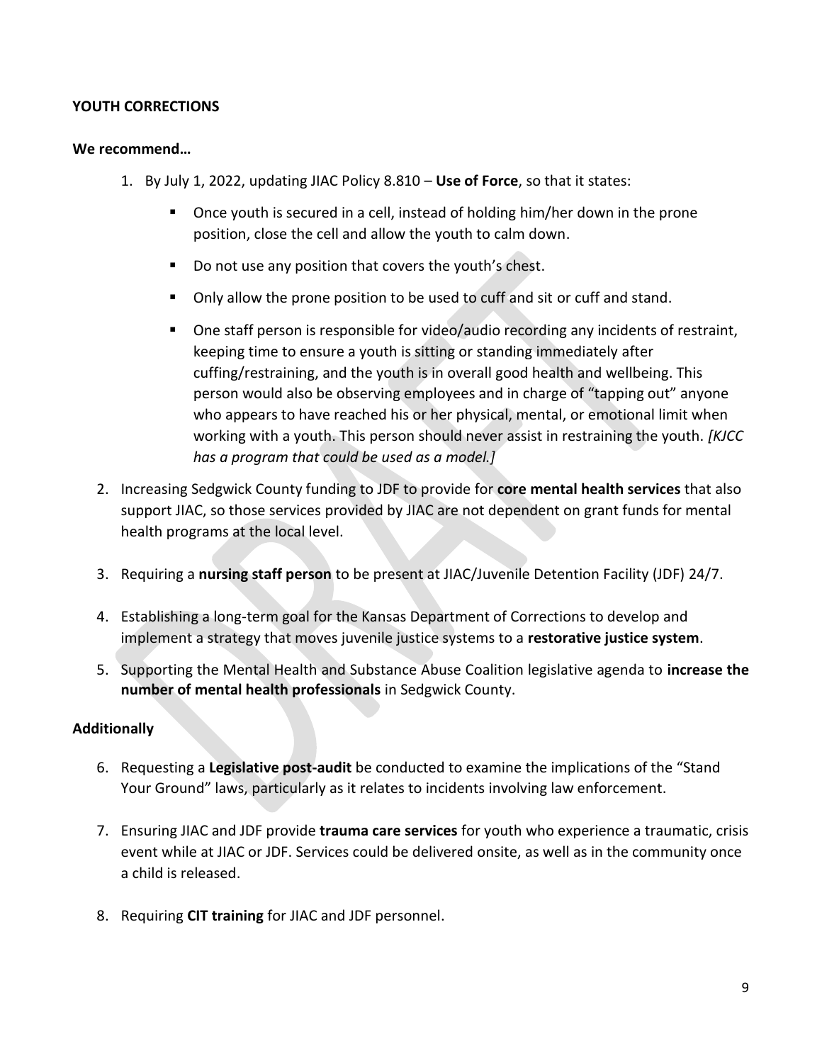**YOUTH CORRECTIONS**

**We recommend…**

1. By July 1, 2022, updating JIAC Policy 8.810 – **Use of Force**, so that it states:
   - Once youth is secured in a cell, instead of holding him/her down in the prone position, close the cell and allow the youth to calm down.
   - Do not use any position that covers the youth's chest.
   - Only allow the prone position to be used to cuff and sit or cuff and stand.
   - One staff person is responsible for video/audio recording any incidents of restraint, keeping time to ensure a youth is sitting or standing immediately after cuffing/restraining, and the youth is in overall good health and wellbeing. This person would also be observing employees and in charge of "tapping out" anyone who appears to have reached his or her physical, mental, or emotional limit when working with a youth. This person should never assist in restraining the youth. *[KJCC has a program that could be used as a model.]*
2. Increasing Sedgwick County funding to JDF to provide for **core mental health services** that also support JIAC, so those services provided by JIAC are not dependent on grant funds for mental health programs at the local level.
3. Requiring a **nursing staff person** to be present at JIAC/Juvenile Detention Facility (JDF) 24/7.
4. Establishing a long-term goal for the Kansas Department of Corrections to develop and implement a strategy that moves juvenile justice systems to a **restorative justice system**.
5. Supporting the Mental Health and Substance Abuse Coalition legislative agenda to **increase the number of mental health professionals** in Sedgwick County.

**Additionally**

6. Requesting a **Legislative post-audit** be conducted to examine the implications of the "Stand Your Ground" laws, particularly as it relates to incidents involving law enforcement.
7. Ensuring JIAC and JDF provide **trauma care services** for youth who experience a traumatic, crisis event while at JIAC or JDF. Services could be delivered onsite, as well as in the community once a child is released.
8. Requiring **CIT training** for JIAC and JDF personnel.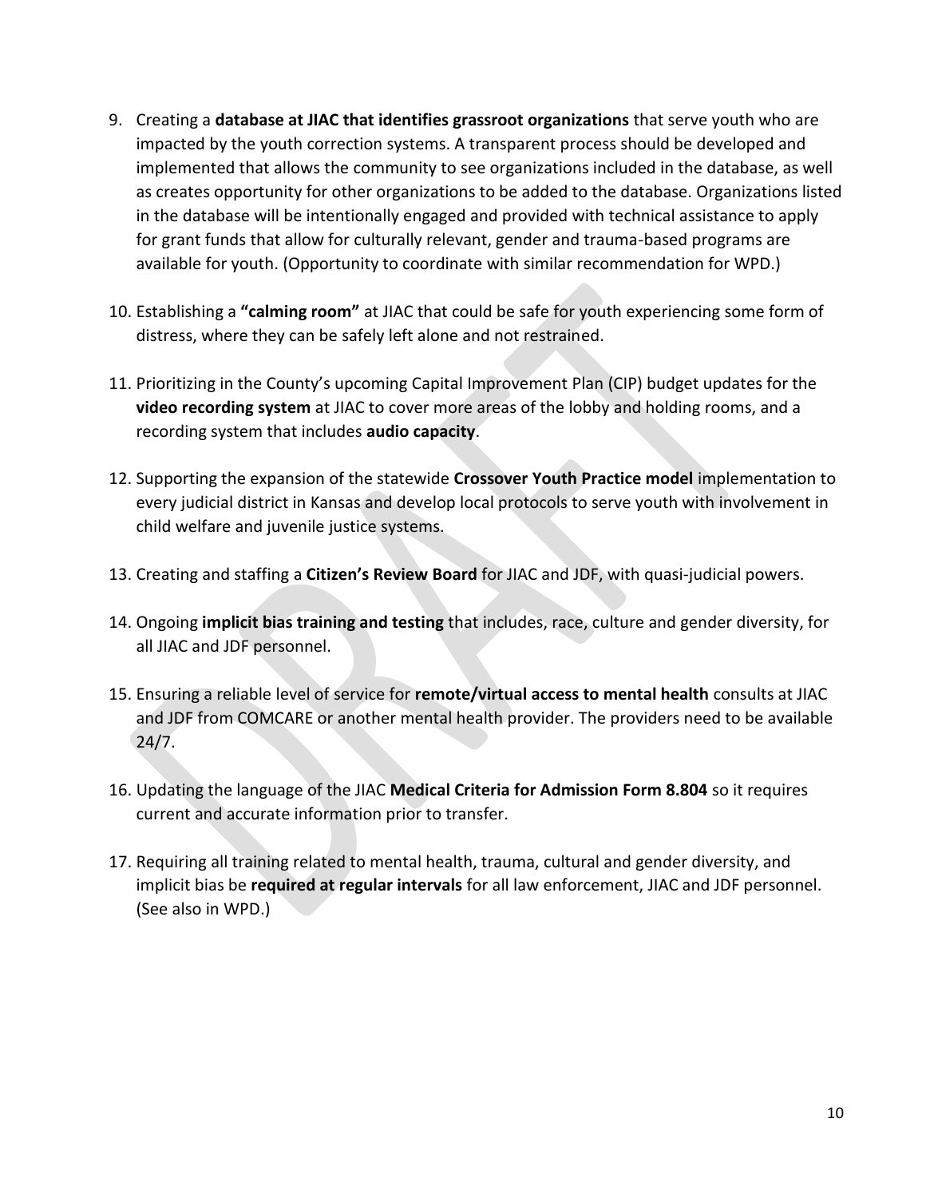9. Creating a **database at JIAC that identifies grassroot organizations** that serve youth who are impacted by the youth correction systems. A transparent process should be developed and implemented that allows the community to see organizations included in the database, as well as creates opportunity for other organizations to be added to the database. Organizations listed in the database will be intentionally engaged and provided with technical assistance to apply for grant funds that allow for culturally relevant, gender and trauma-based programs are available for youth. (Opportunity to coordinate with similar recommendation for WPD.)

10. Establishing a **"calming room"** at JIAC that could be safe for youth experiencing some form of distress, where they can be safely left alone and not restrained.

11. Prioritizing in the County's upcoming Capital Improvement Plan (CIP) budget updates for the **video recording system** at JIAC to cover more areas of the lobby and holding rooms, and a recording system that includes **audio capacity**.

12. Supporting the expansion of the statewide **Crossover Youth Practice model** implementation to every judicial district in Kansas and develop local protocols to serve youth with involvement in child welfare and juvenile justice systems.

13. Creating and staffing a **Citizen's Review Board** for JIAC and JDF, with quasi-judicial powers.

14. Ongoing **implicit bias training and testing** that includes, race, culture and gender diversity, for all JIAC and JDF personnel.

15. Ensuring a reliable level of service for **remote/virtual access to mental health** consults at JIAC and JDF from COMCARE or another mental health provider. The providers need to be available 24/7.

16. Updating the language of the JIAC **Medical Criteria for Admission Form 8.804** so it requires current and accurate information prior to transfer.

17. Requiring all training related to mental health, trauma, cultural and gender diversity, and implicit bias be **required at regular intervals** for all law enforcement, JIAC and JDF personnel. (See also in WPD.)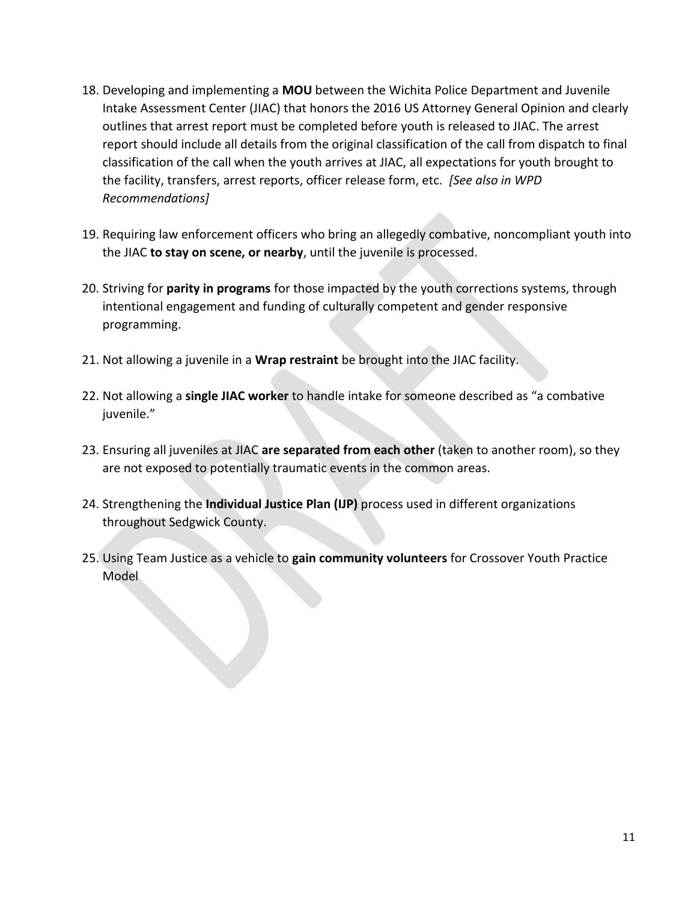18. Developing and implementing a **MOU** between the Wichita Police Department and Juvenile Intake Assessment Center (JIAC) that honors the 2016 US Attorney General Opinion and clearly outlines that arrest report must be completed before youth is released to JIAC. The arrest report should include all details from the original classification of the call from dispatch to final classification of the call when the youth arrives at JIAC, all expectations for youth brought to the facility, transfers, arrest reports, officer release form, etc. *[See also in WPD Recommendations]*

19. Requiring law enforcement officers who bring an allegedly combative, noncompliant youth into the JIAC **to stay on scene, or nearby**, until the juvenile is processed.

20. Striving for **parity in programs** for those impacted by the youth corrections systems, through intentional engagement and funding of culturally competent and gender responsive programming.

21. Not allowing a juvenile in a **Wrap restraint** be brought into the JIAC facility.

22. Not allowing a **single JIAC worker** to handle intake for someone described as "a combative juvenile."

23. Ensuring all juveniles at JIAC **are separated from each other** (taken to another room), so they are not exposed to potentially traumatic events in the common areas.

24. Strengthening the **Individual Justice Plan (IJP)** process used in different organizations throughout Sedgwick County.

25. Using Team Justice as a vehicle to **gain community volunteers** for Crossover Youth Practice Model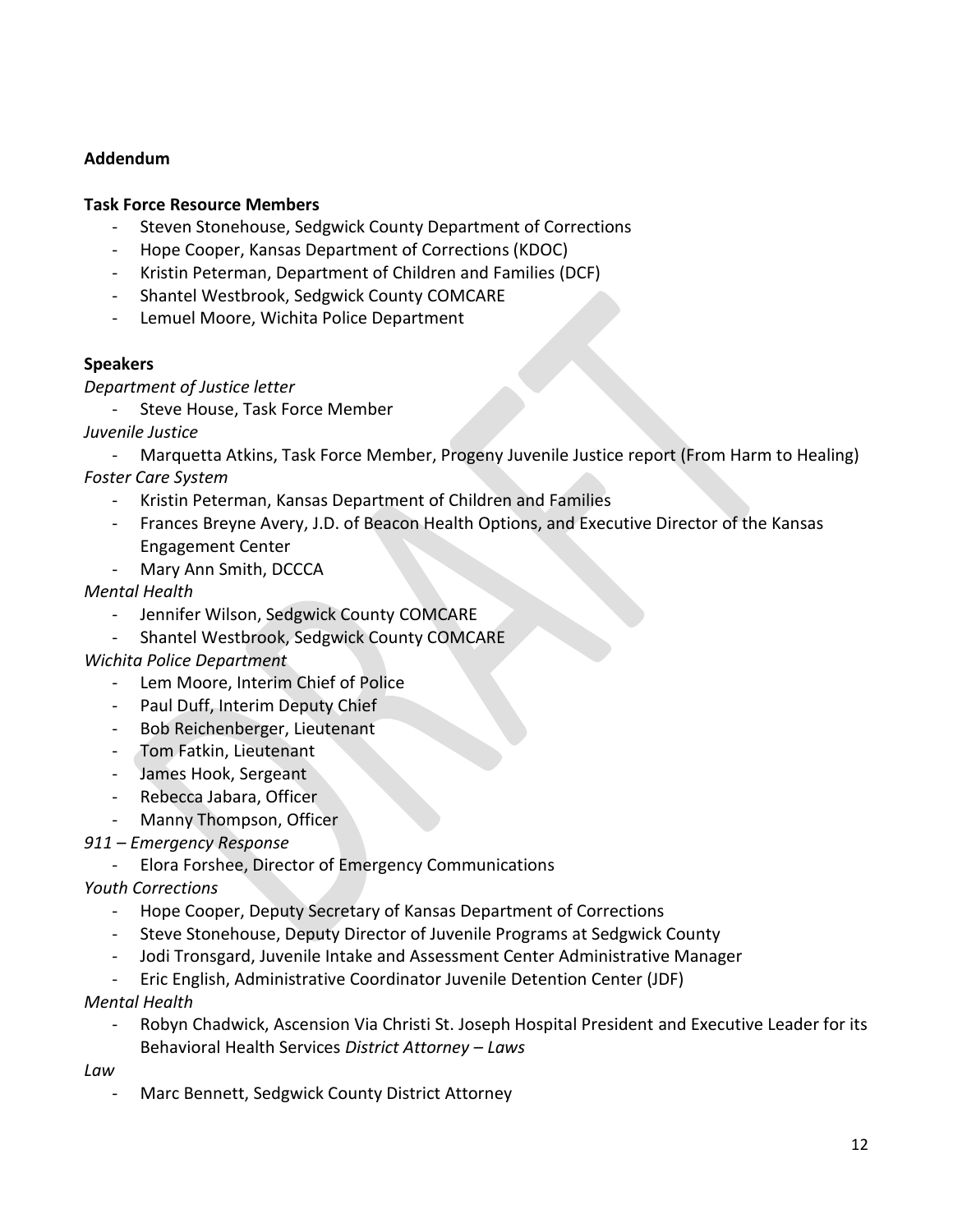**Addendum**

**Task Force Resource Members**

- Steven Stonehouse, Sedgwick County Department of Corrections
- Hope Cooper, Kansas Department of Corrections (KDOC)
- Kristin Peterman, Department of Children and Families (DCF)
- Shantel Westbrook, Sedgwick County COMCARE
- Lemuel Moore, Wichita Police Department

**Speakers**

*Department of Justice letter*

- Steve House, Task Force Member

*Juvenile Justice*

- Marquetta Atkins, Task Force Member, Progeny Juvenile Justice report (From Harm to Healing)

*Foster Care System*

- Kristin Peterman, Kansas Department of Children and Families
- Frances Breyne Avery, J.D. of Beacon Health Options, and Executive Director of the Kansas Engagement Center
- Mary Ann Smith, DCCCA

*Mental Health*

- Jennifer Wilson, Sedgwick County COMCARE
- Shantel Westbrook, Sedgwick County COMCARE

*Wichita Police Department*

- Lem Moore, Interim Chief of Police
- Paul Duff, Interim Deputy Chief
- Bob Reichenberger, Lieutenant
- Tom Fatkin, Lieutenant
- James Hook, Sergeant
- Rebecca Jabara, Officer
- Manny Thompson, Officer

*911 – Emergency Response*

- Elora Forshee, Director of Emergency Communications

*Youth Corrections*

- Hope Cooper, Deputy Secretary of Kansas Department of Corrections
- Steve Stonehouse, Deputy Director of Juvenile Programs at Sedgwick County
- Jodi Tronsgard, Juvenile Intake and Assessment Center Administrative Manager
- Eric English, Administrative Coordinator Juvenile Detention Center (JDF)

*Mental Health*

- Robyn Chadwick, Ascension Via Christi St. Joseph Hospital President and Executive Leader for its Behavioral Health Services *District Attorney – Laws*

*Law*

- Marc Bennett, Sedgwick County District Attorney